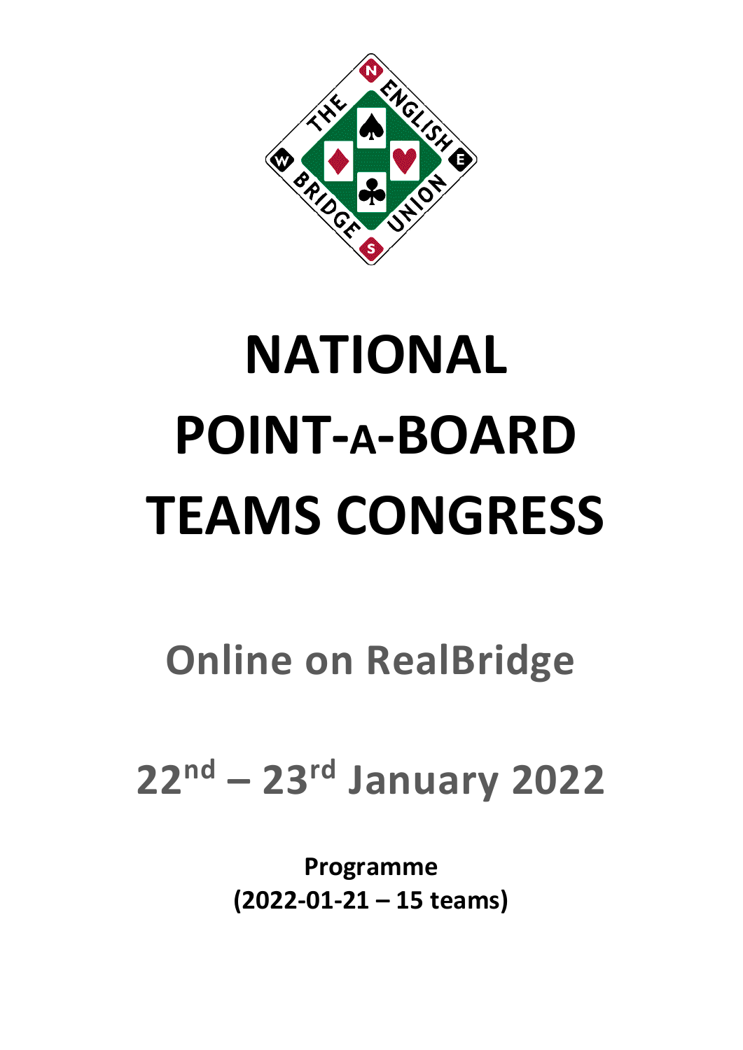# NATIONAL POINT-A-BOARD TEAMS CONGRESS

## Online on RealBridge

## 22nd – 23rd January 2022

**Programme**
**(2022-01-21 – 15 teams)**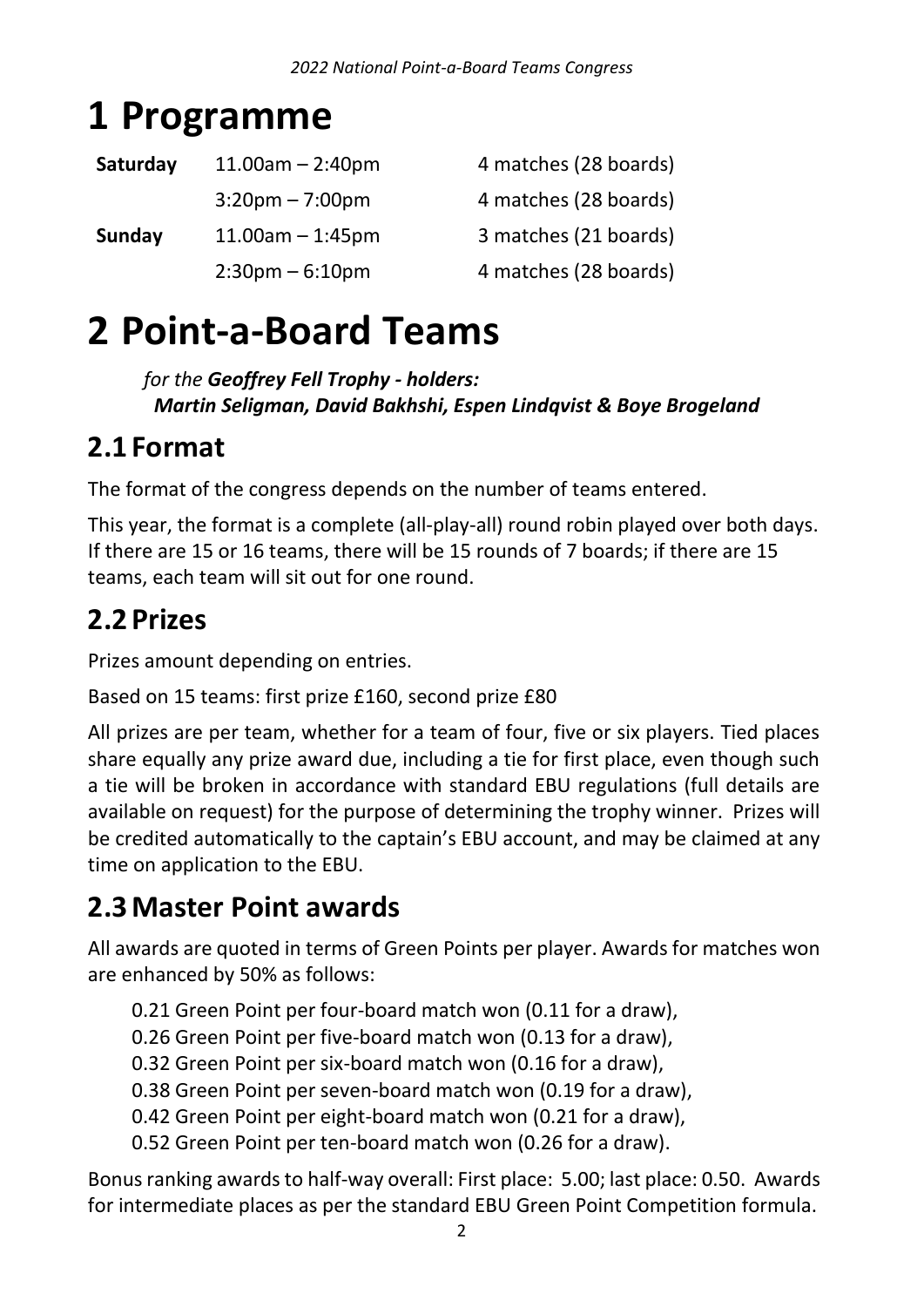# 1 Programme

| | | |
|---|---|---|
| **Saturday** | 11.00am – 2:40pm | 4 matches (28 boards) |
| | 3:20pm – 7:00pm | 4 matches (28 boards) |
| **Sunday** | 11.00am – 1:45pm | 3 matches (21 boards) |
| | 2:30pm – 6:10pm | 4 matches (28 boards) |

# 2 Point-a-Board Teams

*for the **Geoffrey Fell Trophy - holders: Martin Seligman, David Bakhshi, Espen Lindqvist & Boye Brogeland***

## 2.1 Format

The format of the congress depends on the number of teams entered.

This year, the format is a complete (all-play-all) round robin played over both days. If there are 15 or 16 teams, there will be 15 rounds of 7 boards; if there are 15 teams, each team will sit out for one round.

## 2.2 Prizes

Prizes amount depending on entries.

Based on 15 teams: first prize £160, second prize £80

All prizes are per team, whether for a team of four, five or six players. Tied places share equally any prize award due, including a tie for first place, even though such a tie will be broken in accordance with standard EBU regulations (full details are available on request) for the purpose of determining the trophy winner. Prizes will be credited automatically to the captain's EBU account, and may be claimed at any time on application to the EBU.

## 2.3 Master Point awards

All awards are quoted in terms of Green Points per player. Awards for matches won are enhanced by 50% as follows:

0.21 Green Point per four-board match won (0.11 for a draw),
0.26 Green Point per five-board match won (0.13 for a draw),
0.32 Green Point per six-board match won (0.16 for a draw),
0.38 Green Point per seven-board match won (0.19 for a draw),
0.42 Green Point per eight-board match won (0.21 for a draw),
0.52 Green Point per ten-board match won (0.26 for a draw).

Bonus ranking awards to half-way overall: First place: 5.00; last place: 0.50. Awards for intermediate places as per the standard EBU Green Point Competition formula.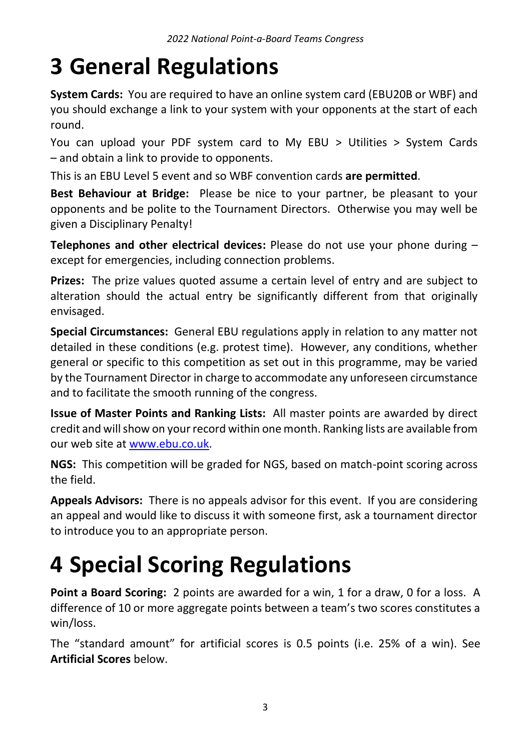# 3 General Regulations

**System Cards:** You are required to have an online system card (EBU20B or WBF) and you should exchange a link to your system with your opponents at the start of each round.

You can upload your PDF system card to My EBU > Utilities > System Cards – and obtain a link to provide to opponents.

This is an EBU Level 5 event and so WBF convention cards **are permitted**.

**Best Behaviour at Bridge:** Please be nice to your partner, be pleasant to your opponents and be polite to the Tournament Directors. Otherwise you may well be given a Disciplinary Penalty!

**Telephones and other electrical devices:** Please do not use your phone during – except for emergencies, including connection problems.

**Prizes:** The prize values quoted assume a certain level of entry and are subject to alteration should the actual entry be significantly different from that originally envisaged.

**Special Circumstances:** General EBU regulations apply in relation to any matter not detailed in these conditions (e.g. protest time). However, any conditions, whether general or specific to this competition as set out in this programme, may be varied by the Tournament Director in charge to accommodate any unforeseen circumstance and to facilitate the smooth running of the congress.

**Issue of Master Points and Ranking Lists:** All master points are awarded by direct credit and will show on your record within one month. Ranking lists are available from our web site at www.ebu.co.uk.

**NGS:** This competition will be graded for NGS, based on match-point scoring across the field.

**Appeals Advisors:** There is no appeals advisor for this event. If you are considering an appeal and would like to discuss it with someone first, ask a tournament director to introduce you to an appropriate person.

# 4 Special Scoring Regulations

**Point a Board Scoring:** 2 points are awarded for a win, 1 for a draw, 0 for a loss. A difference of 10 or more aggregate points between a team's two scores constitutes a win/loss.

The "standard amount" for artificial scores is 0.5 points (i.e. 25% of a win). See **Artificial Scores** below.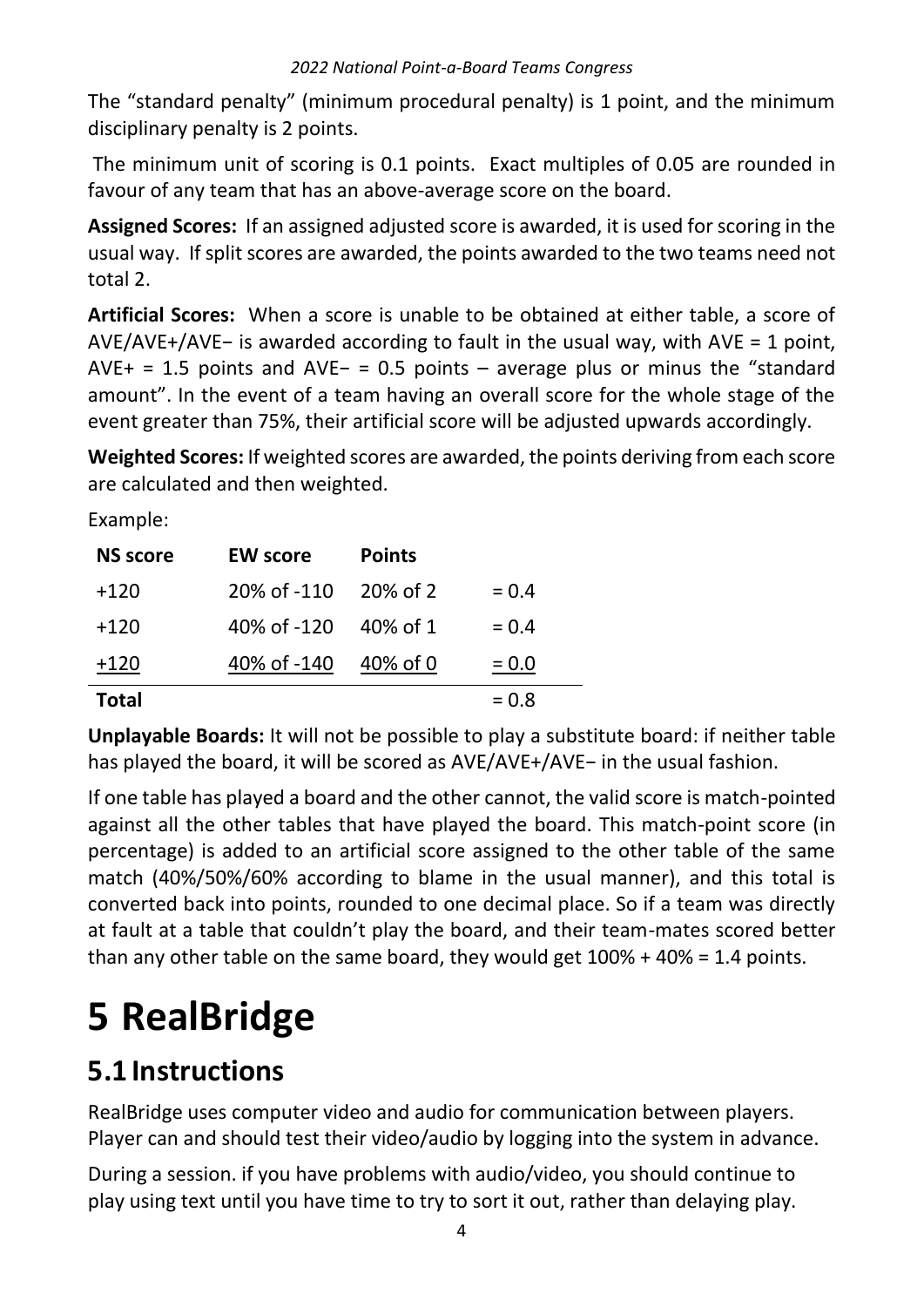The "standard penalty" (minimum procedural penalty) is 1 point, and the minimum disciplinary penalty is 2 points.

The minimum unit of scoring is 0.1 points. Exact multiples of 0.05 are rounded in favour of any team that has an above-average score on the board.

**Assigned Scores:** If an assigned adjusted score is awarded, it is used for scoring in the usual way. If split scores are awarded, the points awarded to the two teams need not total 2.

**Artificial Scores:** When a score is unable to be obtained at either table, a score of AVE/AVE+/AVE− is awarded according to fault in the usual way, with AVE = 1 point, AVE+ = 1.5 points and AVE− = 0.5 points – average plus or minus the "standard amount". In the event of a team having an overall score for the whole stage of the event greater than 75%, their artificial score will be adjusted upwards accordingly.

**Weighted Scores:** If weighted scores are awarded, the points deriving from each score are calculated and then weighted.

Example:

| NS score | EW score | Points | |
|---|---|---|---|
| +120 | 20% of -110 | 20% of 2 | = 0.4 |
| +120 | 40% of -120 | 40% of 1 | = 0.4 |
| +120 | 40% of -140 | 40% of 0 | = 0.0 |
| **Total** | | | = 0.8 |

**Unplayable Boards:** It will not be possible to play a substitute board: if neither table has played the board, it will be scored as AVE/AVE+/AVE− in the usual fashion.

If one table has played a board and the other cannot, the valid score is match-pointed against all the other tables that have played the board. This match-point score (in percentage) is added to an artificial score assigned to the other table of the same match (40%/50%/60% according to blame in the usual manner), and this total is converted back into points, rounded to one decimal place. So if a team was directly at fault at a table that couldn't play the board, and their team-mates scored better than any other table on the same board, they would get 100% + 40% = 1.4 points.

# 5 RealBridge

## 5.1 Instructions

RealBridge uses computer video and audio for communication between players. Player can and should test their video/audio by logging into the system in advance.

During a session. if you have problems with audio/video, you should continue to play using text until you have time to try to sort it out, rather than delaying play.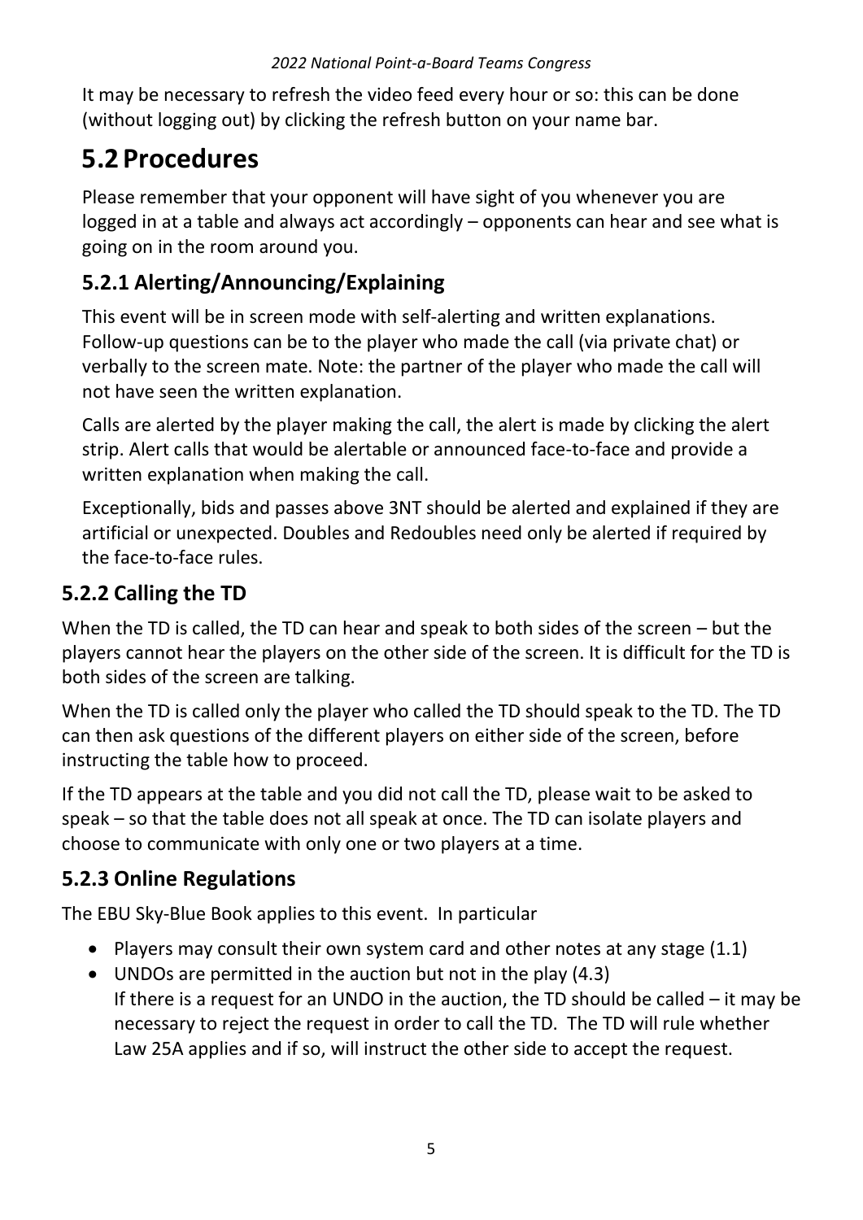It may be necessary to refresh the video feed every hour or so: this can be done (without logging out) by clicking the refresh button on your name bar.

# 5.2 Procedures

Please remember that your opponent will have sight of you whenever you are logged in at a table and always act accordingly – opponents can hear and see what is going on in the room around you.

## 5.2.1 Alerting/Announcing/Explaining

This event will be in screen mode with self-alerting and written explanations. Follow-up questions can be to the player who made the call (via private chat) or verbally to the screen mate. Note: the partner of the player who made the call will not have seen the written explanation.

Calls are alerted by the player making the call, the alert is made by clicking the alert strip. Alert calls that would be alertable or announced face-to-face and provide a written explanation when making the call.

Exceptionally, bids and passes above 3NT should be alerted and explained if they are artificial or unexpected. Doubles and Redoubles need only be alerted if required by the face-to-face rules.

## 5.2.2 Calling the TD

When the TD is called, the TD can hear and speak to both sides of the screen – but the players cannot hear the players on the other side of the screen. It is difficult for the TD is both sides of the screen are talking.

When the TD is called only the player who called the TD should speak to the TD. The TD can then ask questions of the different players on either side of the screen, before instructing the table how to proceed.

If the TD appears at the table and you did not call the TD, please wait to be asked to speak – so that the table does not all speak at once. The TD can isolate players and choose to communicate with only one or two players at a time.

## 5.2.3 Online Regulations

The EBU Sky-Blue Book applies to this event. In particular

- Players may consult their own system card and other notes at any stage (1.1)
- UNDOs are permitted in the auction but not in the play (4.3)
  If there is a request for an UNDO in the auction, the TD should be called – it may be necessary to reject the request in order to call the TD. The TD will rule whether Law 25A applies and if so, will instruct the other side to accept the request.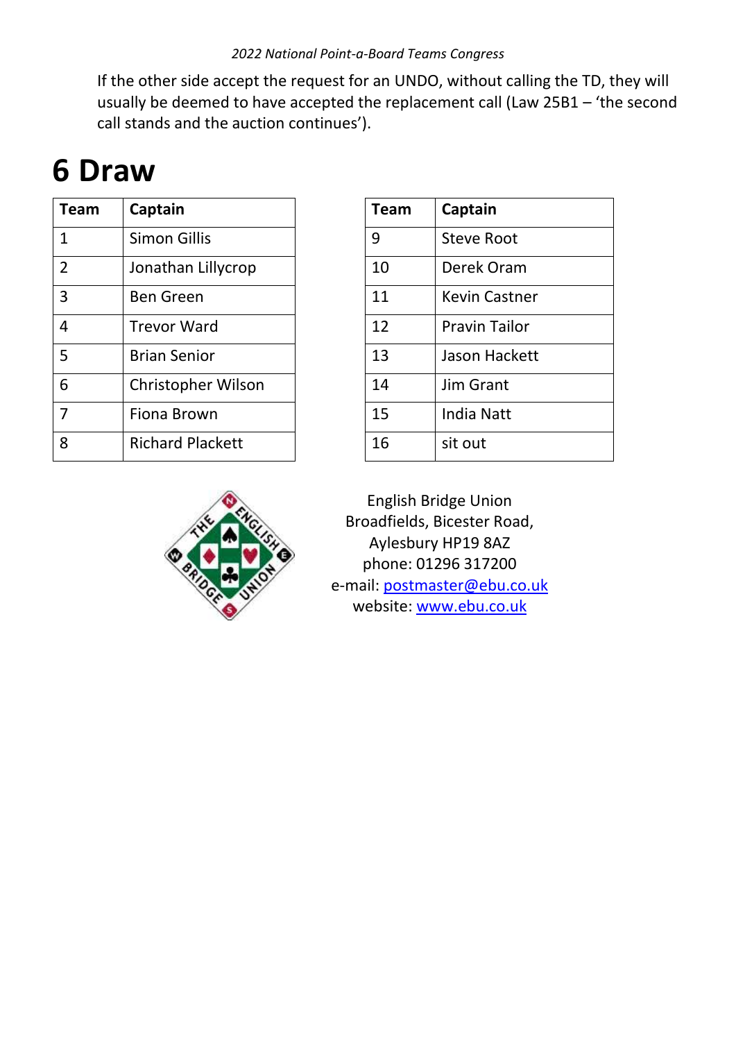If the other side accept the request for an UNDO, without calling the TD, they will usually be deemed to have accepted the replacement call (Law 25B1 – 'the second call stands and the auction continues').

# 6 Draw

| Team | Captain |
|---|---|
| 1 | Simon Gillis |
| 2 | Jonathan Lillycrop |
| 3 | Ben Green |
| 4 | Trevor Ward |
| 5 | Brian Senior |
| 6 | Christopher Wilson |
| 7 | Fiona Brown |
| 8 | Richard Plackett |

| Team | Captain |
|---|---|
| 9 | Steve Root |
| 10 | Derek Oram |
| 11 | Kevin Castner |
| 12 | Pravin Tailor |
| 13 | Jason Hackett |
| 14 | Jim Grant |
| 15 | India Natt |
| 16 | sit out |

English Bridge Union
Broadfields, Bicester Road,
Aylesbury HP19 8AZ
phone: 01296 317200
e-mail: postmaster@ebu.co.uk
website: www.ebu.co.uk